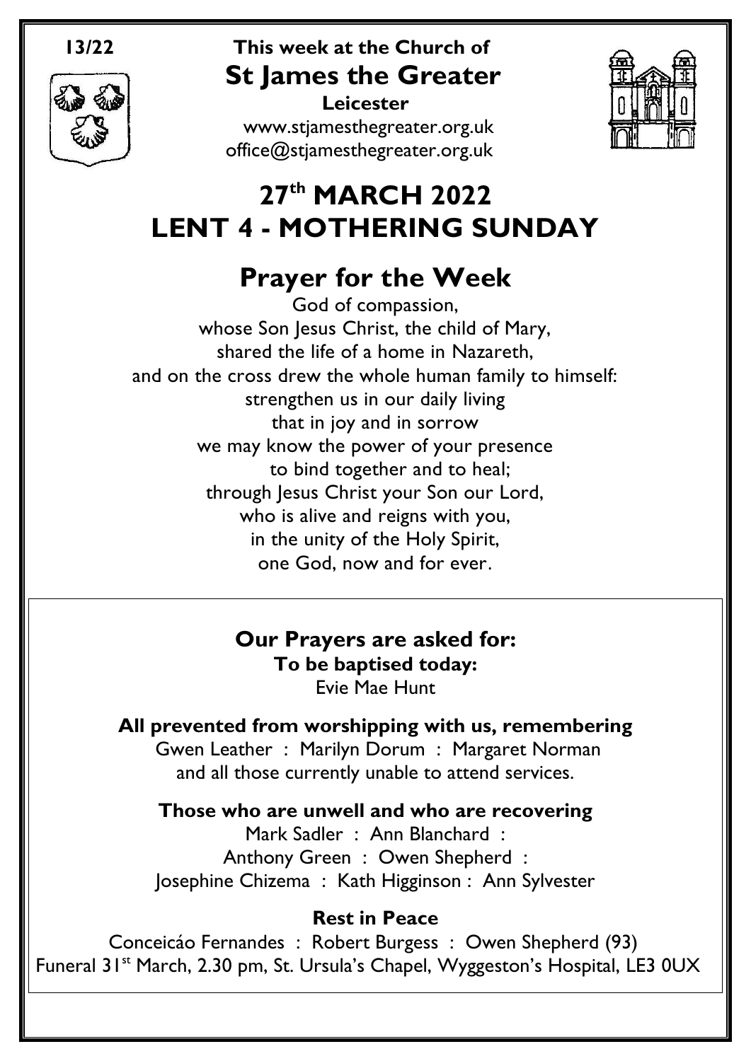**13/22**

**This week at the Church of**

# St James the Greater

**Leicester**

www.stjamesthegreater.org.uk
office@stjamesthegreater.org.uk

# 27th MARCH 2022
# LENT 4 - MOTHERING SUNDAY

## Prayer for the Week

God of compassion,
whose Son Jesus Christ, the child of Mary,
shared the life of a home in Nazareth,
and on the cross drew the whole human family to himself:
strengthen us in our daily living
that in joy and in sorrow
we may know the power of your presence
to bind together and to heal;
through Jesus Christ your Son our Lord,
who is alive and reigns with you,
in the unity of the Holy Spirit,
one God, now and for ever.

### Our Prayers are asked for:

**To be baptised today:**
Evie Mae Hunt

**All prevented from worshipping with us, remembering**
Gwen Leather : Marilyn Dorum : Margaret Norman
and all those currently unable to attend services.

**Those who are unwell and who are recovering**
Mark Sadler : Ann Blanchard :
Anthony Green : Owen Shepherd :
Josephine Chizema : Kath Higginson : Ann Sylvester

**Rest in Peace**
Conceicáo Fernandes : Robert Burgess : Owen Shepherd (93)
Funeral 31st March, 2.30 pm, St. Ursula's Chapel, Wyggeston's Hospital, LE3 0UX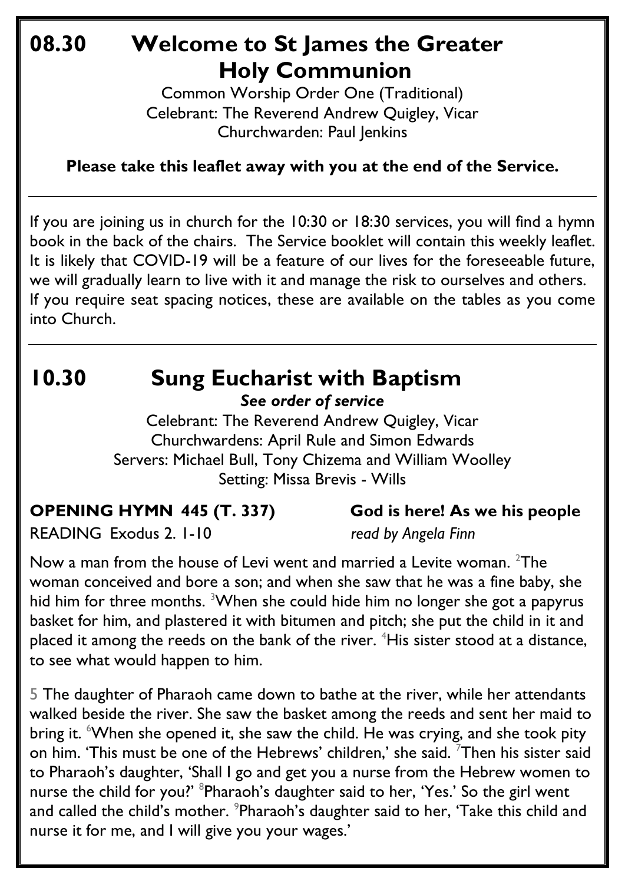# 08.30 Welcome to St James the Greater Holy Communion

Common Worship Order One (Traditional)
Celebrant: The Reverend Andrew Quigley, Vicar
Churchwarden: Paul Jenkins

**Please take this leaflet away with you at the end of the Service.**

---

If you are joining us in church for the 10:30 or 18:30 services, you will find a hymn book in the back of the chairs. The Service booklet will contain this weekly leaflet. It is likely that COVID-19 will be a feature of our lives for the foreseeable future, we will gradually learn to live with it and manage the risk to ourselves and others. If you require seat spacing notices, these are available on the tables as you come into Church.

---

# 10.30 Sung Eucharist with Baptism

***See order of service***

Celebrant: The Reverend Andrew Quigley, Vicar
Churchwardens: April Rule and Simon Edwards
Servers: Michael Bull, Tony Chizema and William Woolley
Setting: Missa Brevis - Wills

**OPENING HYMN 445 (T. 337)** **God is here! As we his people**

READING Exodus 2. 1-10 *read by Angela Finn*

Now a man from the house of Levi went and married a Levite woman. [2]The woman conceived and bore a son; and when she saw that he was a fine baby, she hid him for three months. [3]When she could hide him no longer she got a papyrus basket for him, and plastered it with bitumen and pitch; she put the child in it and placed it among the reeds on the bank of the river. [4]His sister stood at a distance, to see what would happen to him.

5 The daughter of Pharaoh came down to bathe at the river, while her attendants walked beside the river. She saw the basket among the reeds and sent her maid to bring it. [6]When she opened it, she saw the child. He was crying, and she took pity on him. 'This must be one of the Hebrews' children,' she said. [7]Then his sister said to Pharaoh's daughter, 'Shall I go and get you a nurse from the Hebrew women to nurse the child for you?' [8]Pharaoh's daughter said to her, 'Yes.' So the girl went and called the child's mother. [9]Pharaoh's daughter said to her, 'Take this child and nurse it for me, and I will give you your wages.'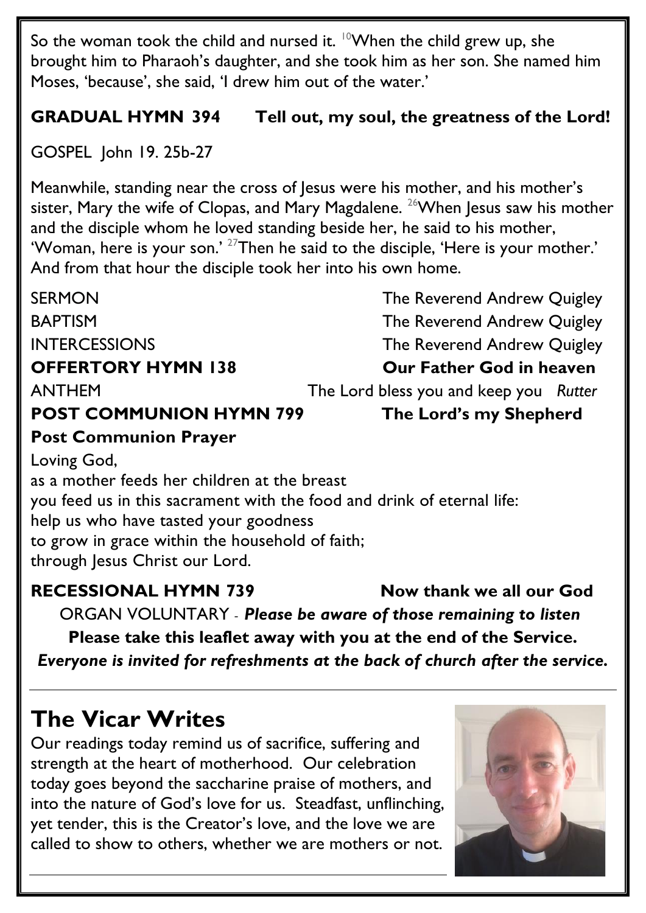So the woman took the child and nursed it. [10]When the child grew up, she brought him to Pharaoh's daughter, and she took him as her son. She named him Moses, 'because', she said, 'I drew him out of the water.'

**GRADUAL HYMN 394 Tell out, my soul, the greatness of the Lord!**

GOSPEL John 19. 25b-27

Meanwhile, standing near the cross of Jesus were his mother, and his mother's sister, Mary the wife of Clopas, and Mary Magdalene. [26]When Jesus saw his mother and the disciple whom he loved standing beside her, he said to his mother, 'Woman, here is your son.' [27]Then he said to the disciple, 'Here is your mother.' And from that hour the disciple took her into his own home.

SERMON The Reverend Andrew Quigley

BAPTISM The Reverend Andrew Quigley

INTERCESSIONS The Reverend Andrew Quigley

**OFFERTORY HYMN 138 Our Father God in heaven**

ANTHEM The Lord bless you and keep you *Rutter*

**POST COMMUNION HYMN 799 The Lord's my Shepherd**

**Post Communion Prayer**

Loving God,
as a mother feeds her children at the breast
you feed us in this sacrament with the food and drink of eternal life:
help us who have tasted your goodness
to grow in grace within the household of faith;
through Jesus Christ our Lord.

**RECESSIONAL HYMN 739 Now thank we all our God**

ORGAN VOLUNTARY - ***Please be aware of those remaining to listen***

**Please take this leaflet away with you at the end of the Service.**

***Everyone is invited for refreshments at the back of church after the service.***

## The Vicar Writes

Our readings today remind us of sacrifice, suffering and strength at the heart of motherhood. Our celebration today goes beyond the saccharine praise of mothers, and into the nature of God's love for us. Steadfast, unflinching, yet tender, this is the Creator's love, and the love we are called to show to others, whether we are mothers or not.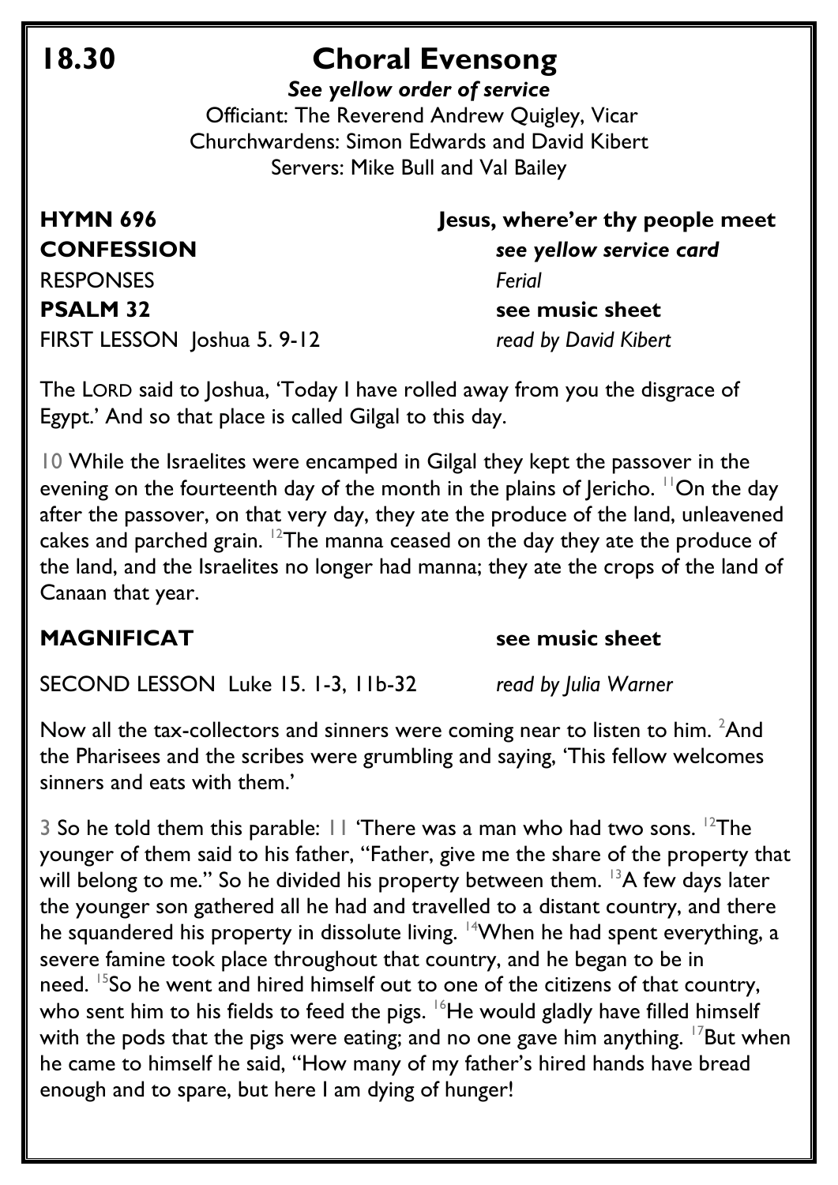# 18.30 Choral Evensong

***See yellow order of service***

Officiant: The Reverend Andrew Quigley, Vicar
Churchwardens: Simon Edwards and David Kibert
Servers: Mike Bull and Val Bailey

**HYMN 696** **Jesus, where'er thy people meet**

**CONFESSION** ***see yellow service card***

RESPONSES *Ferial*

**PSALM 32** **see music sheet**

FIRST LESSON Joshua 5. 9-12 *read by David Kibert*

The LORD said to Joshua, 'Today I have rolled away from you the disgrace of Egypt.' And so that place is called Gilgal to this day.

10 While the Israelites were encamped in Gilgal they kept the passover in the evening on the fourteenth day of the month in the plains of Jericho. [11]On the day after the passover, on that very day, they ate the produce of the land, unleavened cakes and parched grain. [12]The manna ceased on the day they ate the produce of the land, and the Israelites no longer had manna; they ate the crops of the land of Canaan that year.

**MAGNIFICAT** **see music sheet**

SECOND LESSON Luke 15. 1-3, 11b-32 *read by Julia Warner*

Now all the tax-collectors and sinners were coming near to listen to him. [2]And the Pharisees and the scribes were grumbling and saying, 'This fellow welcomes sinners and eats with them.'

3 So he told them this parable: 11 'There was a man who had two sons. [12]The younger of them said to his father, "Father, give me the share of the property that will belong to me." So he divided his property between them. [13]A few days later the younger son gathered all he had and travelled to a distant country, and there he squandered his property in dissolute living. [14]When he had spent everything, a severe famine took place throughout that country, and he began to be in need. [15]So he went and hired himself out to one of the citizens of that country, who sent him to his fields to feed the pigs. [16]He would gladly have filled himself with the pods that the pigs were eating; and no one gave him anything. [17]But when he came to himself he said, "How many of my father's hired hands have bread enough and to spare, but here I am dying of hunger!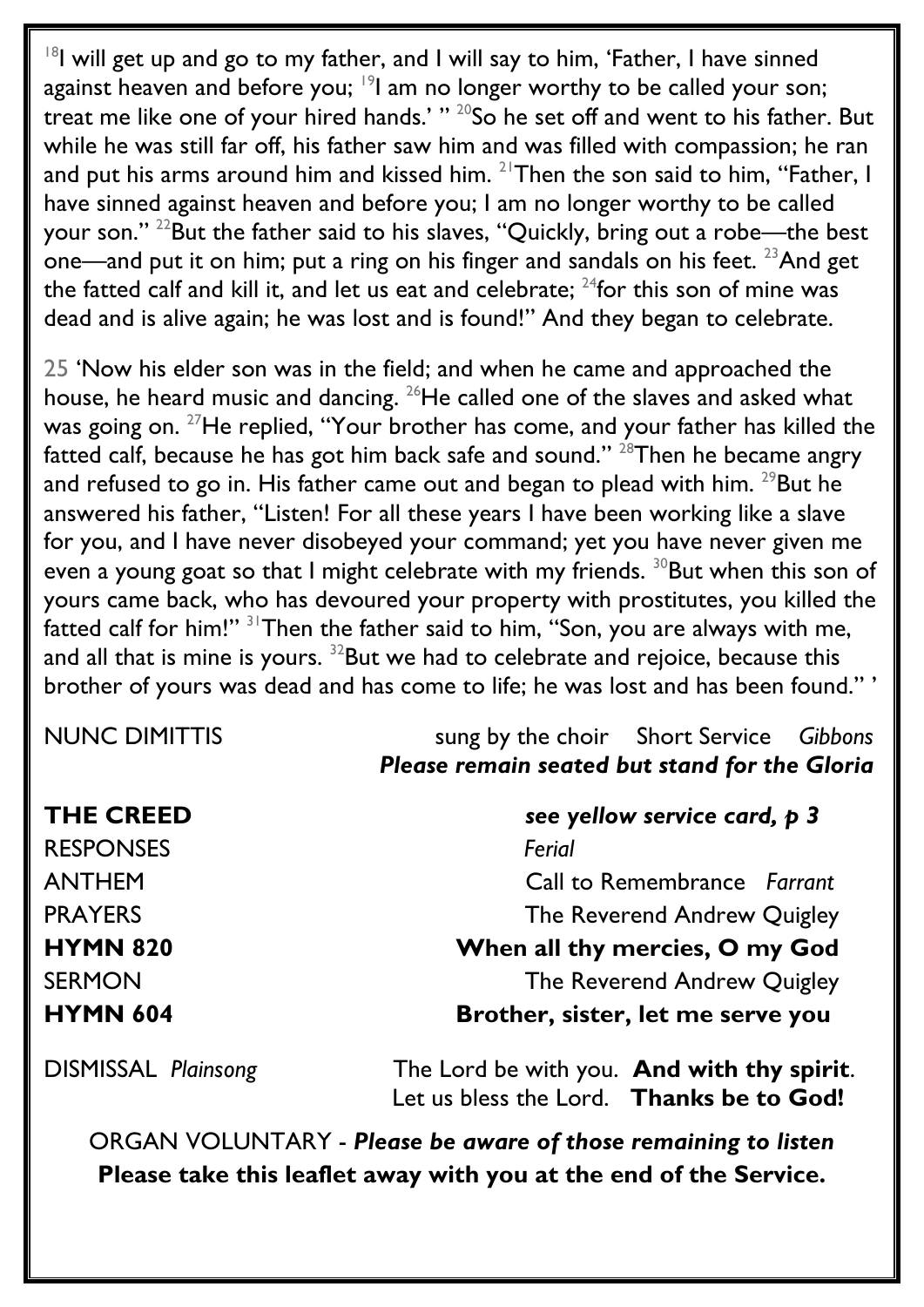[18]I will get up and go to my father, and I will say to him, 'Father, I have sinned against heaven and before you; [19]I am no longer worthy to be called your son; treat me like one of your hired hands.' " [20]So he set off and went to his father. But while he was still far off, his father saw him and was filled with compassion; he ran and put his arms around him and kissed him. [21]Then the son said to him, "Father, I have sinned against heaven and before you; I am no longer worthy to be called your son." [22]But the father said to his slaves, "Quickly, bring out a robe—the best one—and put it on him; put a ring on his finger and sandals on his feet. [23]And get the fatted calf and kill it, and let us eat and celebrate; [24]for this son of mine was dead and is alive again; he was lost and is found!" And they began to celebrate.

25 'Now his elder son was in the field; and when he came and approached the house, he heard music and dancing. [26]He called one of the slaves and asked what was going on. [27]He replied, "Your brother has come, and your father has killed the fatted calf, because he has got him back safe and sound." [28]Then he became angry and refused to go in. His father came out and began to plead with him. [29]But he answered his father, "Listen! For all these years I have been working like a slave for you, and I have never disobeyed your command; yet you have never given me even a young goat so that I might celebrate with my friends. [30]But when this son of yours came back, who has devoured your property with prostitutes, you killed the fatted calf for him!" [31]Then the father said to him, "Son, you are always with me, and all that is mine is yours. [32]But we had to celebrate and rejoice, because this brother of yours was dead and has come to life; he was lost and has been found." '

NUNC DIMITTIS — sung by the choir — Short Service *Gibbons*
***Please remain seated but stand for the Gloria***

**THE CREED** — ***see yellow service card, p 3***

RESPONSES — *Ferial*

ANTHEM — Call to Remembrance *Farrant*

PRAYERS — The Reverend Andrew Quigley

**HYMN 820** — **When all thy mercies, O my God**

SERMON — The Reverend Andrew Quigley

**HYMN 604** — **Brother, sister, let me serve you**

DISMISSAL *Plainsong* — The Lord be with you. **And with thy spirit**.
Let us bless the Lord. **Thanks be to God!**

ORGAN VOLUNTARY - ***Please be aware of those remaining to listen***

**Please take this leaflet away with you at the end of the Service.**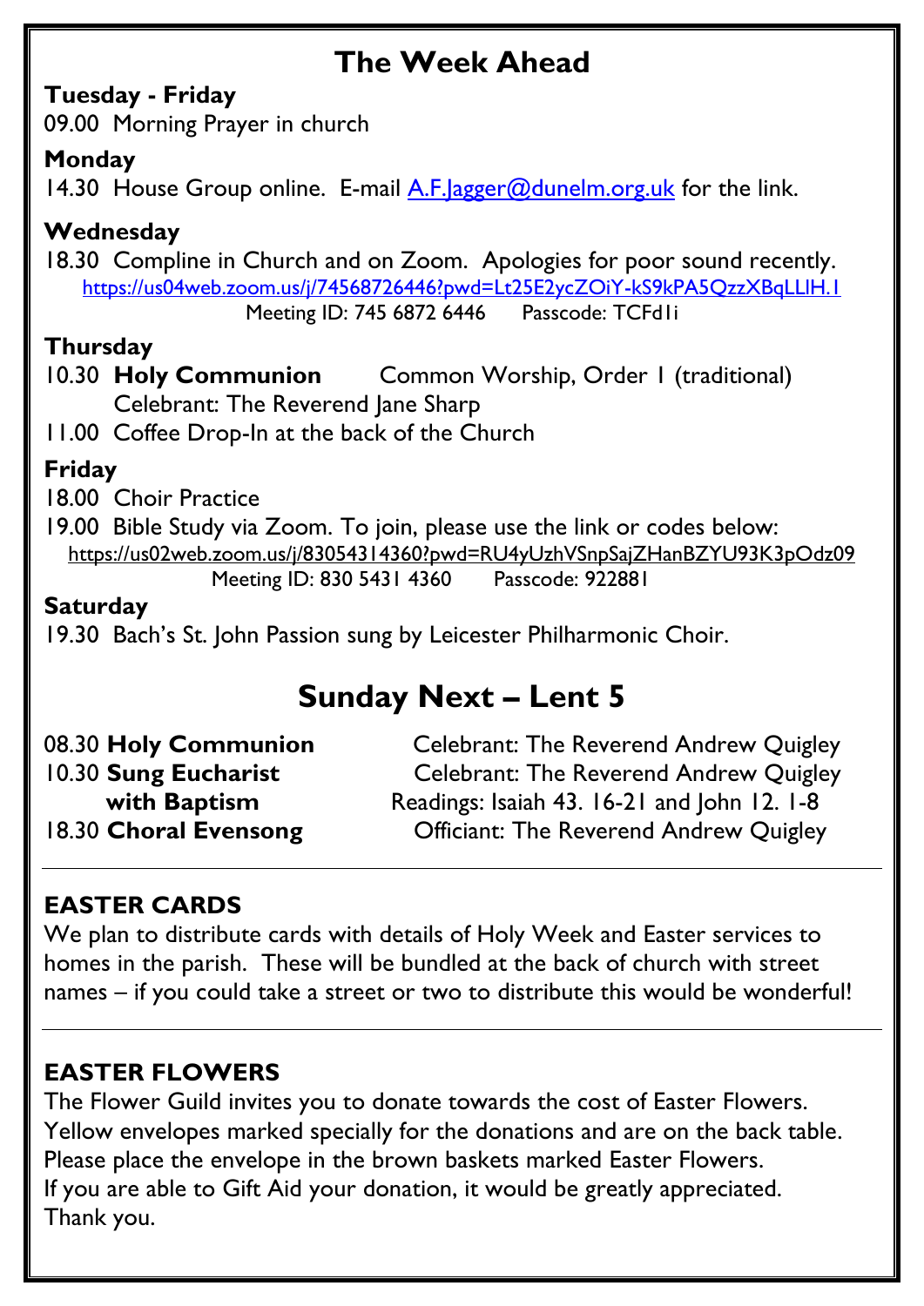# The Week Ahead

**Tuesday - Friday**

09.00 Morning Prayer in church

**Monday**

14.30 House Group online. E-mail A.F.Jagger@dunelm.org.uk for the link.

**Wednesday**

18.30 Compline in Church and on Zoom. Apologies for poor sound recently.

https://us04web.zoom.us/j/74568726446?pwd=Lt25E2ycZOiY-kS9kPA5QzzXBqLLlH.1

Meeting ID: 745 6872 6446 Passcode: TCFd1i

**Thursday**

10.30 **Holy Communion** Common Worship, Order 1 (traditional)
Celebrant: The Reverend Jane Sharp

11.00 Coffee Drop-In at the back of the Church

**Friday**

18.00 Choir Practice

19.00 Bible Study via Zoom. To join, please use the link or codes below:

https://us02web.zoom.us/j/83054314360?pwd=RU4yUzhVSnpSajZHanBZYU93K3pOdz09

Meeting ID: 830 5431 4360 Passcode: 922881

**Saturday**

19.30 Bach's St. John Passion sung by Leicester Philharmonic Choir.

# Sunday Next – Lent 5

08.30 **Holy Communion** Celebrant: The Reverend Andrew Quigley

10.30 **Sung Eucharist with Baptism** Celebrant: The Reverend Andrew Quigley
Readings: Isaiah 43. 16-21 and John 12. 1-8

18.30 **Choral Evensong** Officiant: The Reverend Andrew Quigley

---

## EASTER CARDS

We plan to distribute cards with details of Holy Week and Easter services to homes in the parish. These will be bundled at the back of church with street names – if you could take a street or two to distribute this would be wonderful!

---

## EASTER FLOWERS

The Flower Guild invites you to donate towards the cost of Easter Flowers. Yellow envelopes marked specially for the donations and are on the back table. Please place the envelope in the brown baskets marked Easter Flowers.
If you are able to Gift Aid your donation, it would be greatly appreciated.
Thank you.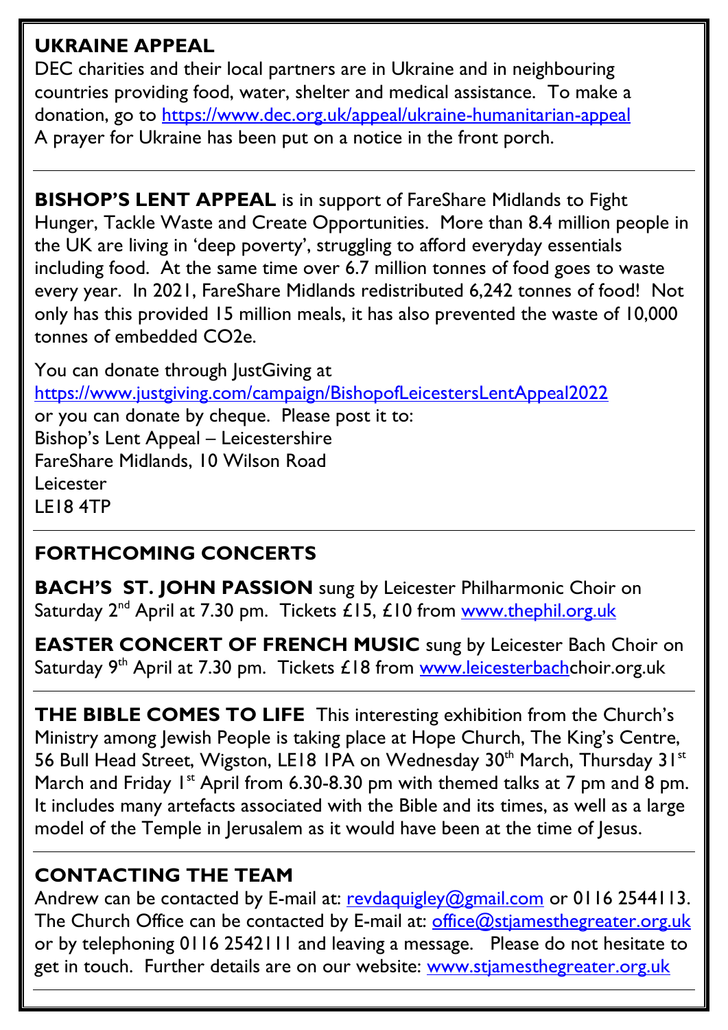## UKRAINE APPEAL

DEC charities and their local partners are in Ukraine and in neighbouring countries providing food, water, shelter and medical assistance. To make a donation, go to https://www.dec.org.uk/appeal/ukraine-humanitarian-appeal
A prayer for Ukraine has been put on a notice in the front porch.

---

**BISHOP'S LENT APPEAL** is in support of FareShare Midlands to Fight Hunger, Tackle Waste and Create Opportunities. More than 8.4 million people in the UK are living in 'deep poverty', struggling to afford everyday essentials including food. At the same time over 6.7 million tonnes of food goes to waste every year. In 2021, FareShare Midlands redistributed 6,242 tonnes of food! Not only has this provided 15 million meals, it has also prevented the waste of 10,000 tonnes of embedded $CO_2e$.

You can donate through JustGiving at
https://www.justgiving.com/campaign/BishopofLeicestersLentAppeal2022
or you can donate by cheque. Please post it to:
Bishop's Lent Appeal – Leicestershire
FareShare Midlands, 10 Wilson Road
Leicester
LE18 4TP

---

## FORTHCOMING CONCERTS

**BACH'S ST. JOHN PASSION** sung by Leicester Philharmonic Choir on Saturday 2nd April at 7.30 pm. Tickets £15, £10 from www.thephil.org.uk

**EASTER CONCERT OF FRENCH MUSIC** sung by Leicester Bach Choir on Saturday 9th April at 7.30 pm. Tickets £18 from www.leicesterbachchoir.org.uk

---

**THE BIBLE COMES TO LIFE** This interesting exhibition from the Church's Ministry among Jewish People is taking place at Hope Church, The King's Centre, 56 Bull Head Street, Wigston, LE18 1PA on Wednesday 30th March, Thursday 31st March and Friday 1st April from 6.30-8.30 pm with themed talks at 7 pm and 8 pm. It includes many artefacts associated with the Bible and its times, as well as a large model of the Temple in Jerusalem as it would have been at the time of Jesus.

---

## CONTACTING THE TEAM

Andrew can be contacted by E-mail at: revdaquigley@gmail.com or 0116 2544113. The Church Office can be contacted by E-mail at: office@stjamesthegreater.org.uk or by telephoning 0116 2542111 and leaving a message. Please do not hesitate to get in touch. Further details are on our website: www.stjamesthegreater.org.uk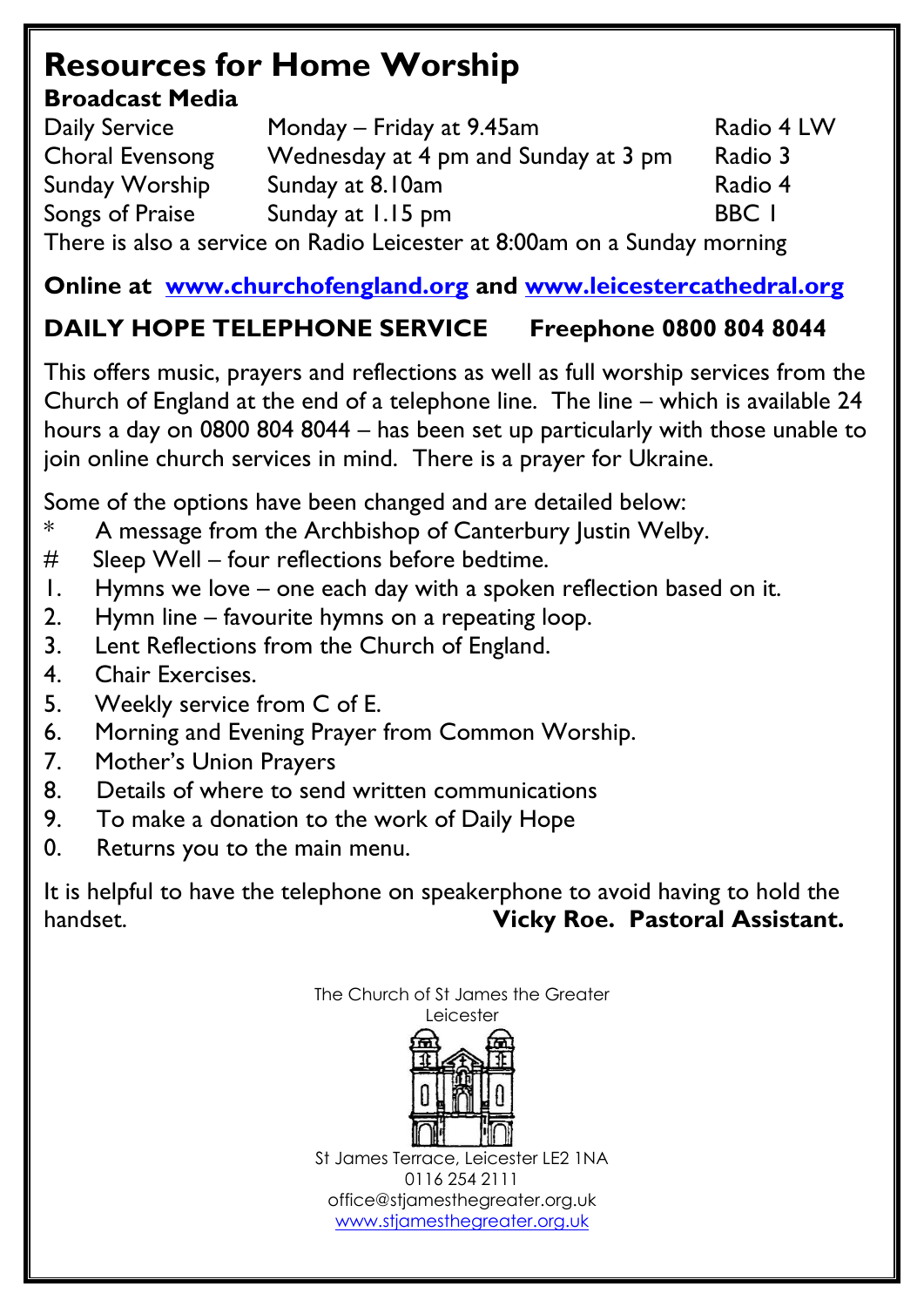# Resources for Home Worship

**Broadcast Media**

| | | |
|---|---|---|
| Daily Service | Monday – Friday at 9.45am | Radio 4 LW |
| Choral Evensong | Wednesday at 4 pm and Sunday at 3 pm | Radio 3 |
| Sunday Worship | Sunday at 8.10am | Radio 4 |
| Songs of Praise | Sunday at 1.15 pm | BBC 1 |

There is also a service on Radio Leicester at 8:00am on a Sunday morning

**Online at [www.churchofengland.org](http://www.churchofengland.org) and [www.leicestercathedral.org](http://www.leicestercathedral.org)**

## DAILY HOPE TELEPHONE SERVICE Freephone 0800 804 8044

This offers music, prayers and reflections as well as full worship services from the Church of England at the end of a telephone line. The line – which is available 24 hours a day on 0800 804 8044 – has been set up particularly with those unable to join online church services in mind. There is a prayer for Ukraine.

Some of the options have been changed and are detailed below:

- *  A message from the Archbishop of Canterbury Justin Welby.
- #  Sleep Well – four reflections before bedtime.

1. Hymns we love – one each day with a spoken reflection based on it.
2. Hymn line – favourite hymns on a repeating loop.
3. Lent Reflections from the Church of England.
4. Chair Exercises.
5. Weekly service from C of E.
6. Morning and Evening Prayer from Common Worship.
7. Mother's Union Prayers
8. Details of where to send written communications
9. To make a donation to the work of Daily Hope

0. Returns you to the main menu.

It is helpful to have the telephone on speakerphone to avoid having to hold the handset. **Vicky Roe. Pastoral Assistant.**

The Church of St James the Greater
Leicester

St James Terrace, Leicester LE2 1NA
0116 254 2111
office@stjamesthegreater.org.uk
[www.stjamesthegreater.org.uk](http://www.stjamesthegreater.org.uk)